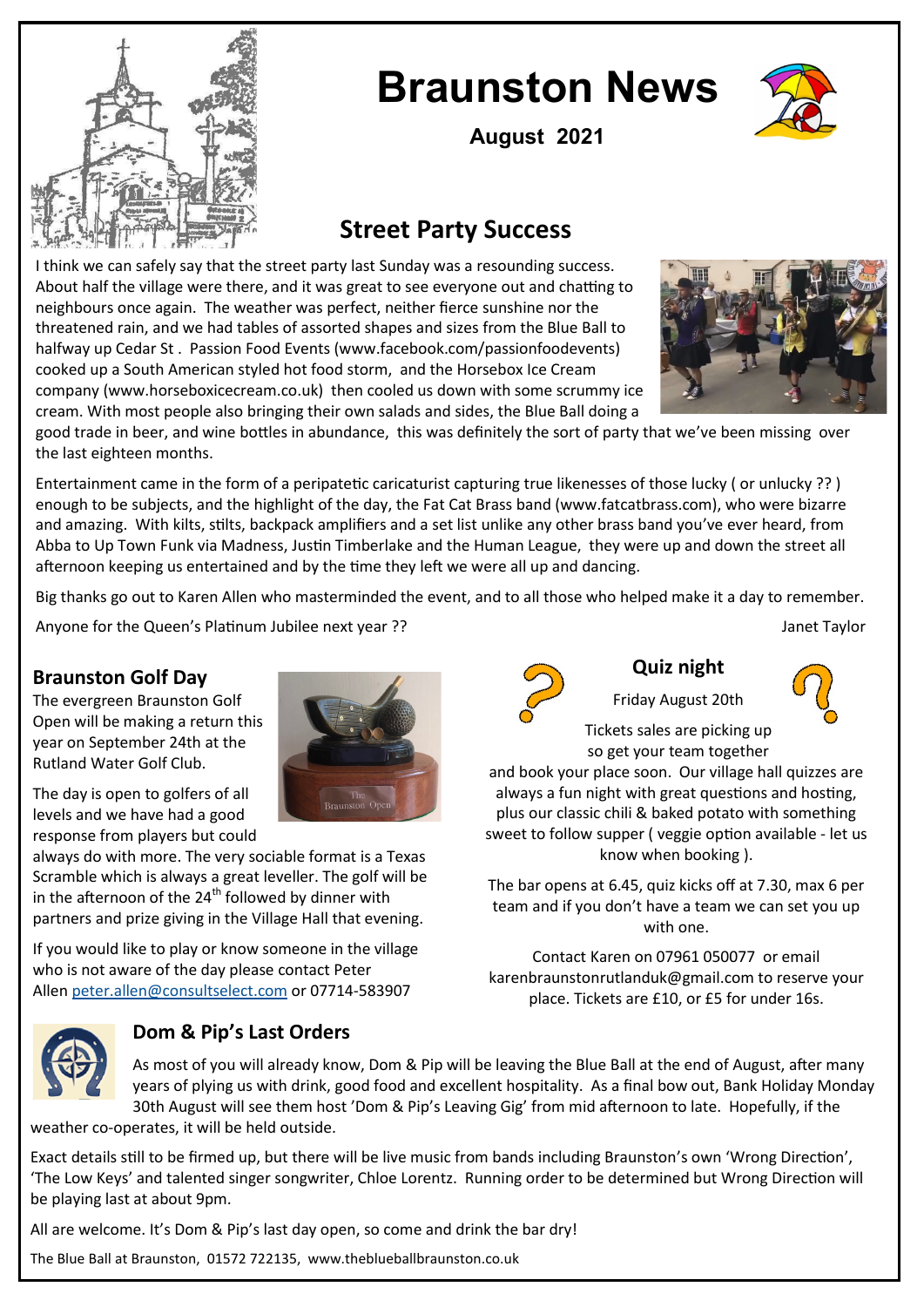# Braunston News

**August 2021**

## Street Party Success

I think we can safely say that the street party last Sunday was a resounding success. About half the village were there, and it was great to see everyone out and chatting to neighbours once again. The weather was perfect, neither fierce sunshine nor the threatened rain, and we had tables of assorted shapes and sizes from the Blue Ball to halfway up Cedar St . Passion Food Events (www.facebook.com/passionfoodevents) cooked up a South American styled hot food storm, and the Horsebox Ice Cream company (www.horseboxicecream.co.uk) then cooled us down with some scrummy ice cream. With most people also bringing their own salads and sides, the Blue Ball doing a good trade in beer, and wine bottles in abundance, this was definitely the sort of party that we've been missing over the last eighteen months.

Entertainment came in the form of a peripatetic caricaturist capturing true likenesses of those lucky ( or unlucky ?? ) enough to be subjects, and the highlight of the day, the Fat Cat Brass band (www.fatcatbrass.com), who were bizarre and amazing. With kilts, stilts, backpack amplifiers and a set list unlike any other brass band you've ever heard, from Abba to Up Town Funk via Madness, Justin Timberlake and the Human League, they were up and down the street all afternoon keeping us entertained and by the time they left we were all up and dancing.

Big thanks go out to Karen Allen who masterminded the event, and to all those who helped make it a day to remember.

Anyone for the Queen's Platinum Jubilee next year ??

Janet Taylor

### Braunston Golf Day

The evergreen Braunston Golf Open will be making a return this year on September 24th at the Rutland Water Golf Club.

The day is open to golfers of all levels and we have had a good response from players but could always do with more. The very sociable format is a Texas Scramble which is always a great leveller. The golf will be in the afternoon of the 24th followed by dinner with partners and prize giving in the Village Hall that evening.

If you would like to play or know someone in the village who is not aware of the day please contact Peter Allen peter.allen@consultselect.com or 07714-583907

### Quiz night

Friday August 20th

Tickets sales are picking up so get your team together and book your place soon. Our village hall quizzes are always a fun night with great questions and hosting, plus our classic chili & baked potato with something sweet to follow supper ( veggie option available - let us know when booking ).

The bar opens at 6.45, quiz kicks off at 7.30, max 6 per team and if you don't have a team we can set you up with one.

Contact Karen on 07961 050077 or email karenbraunstonrutlanduk@gmail.com to reserve your place. Tickets are £10, or £5 for under 16s.

### Dom & Pip's Last Orders

As most of you will already know, Dom & Pip will be leaving the Blue Ball at the end of August, after many years of plying us with drink, good food and excellent hospitality. As a final bow out, Bank Holiday Monday 30th August will see them host 'Dom & Pip's Leaving Gig' from mid afternoon to late. Hopefully, if the weather co-operates, it will be held outside.

Exact details still to be firmed up, but there will be live music from bands including Braunston's own 'Wrong Direction', 'The Low Keys' and talented singer songwriter, Chloe Lorentz. Running order to be determined but Wrong Direction will be playing last at about 9pm.

All are welcome. It's Dom & Pip's last day open, so come and drink the bar dry!

The Blue Ball at Braunston, 01572 722135, www.theblueballbraunston.co.uk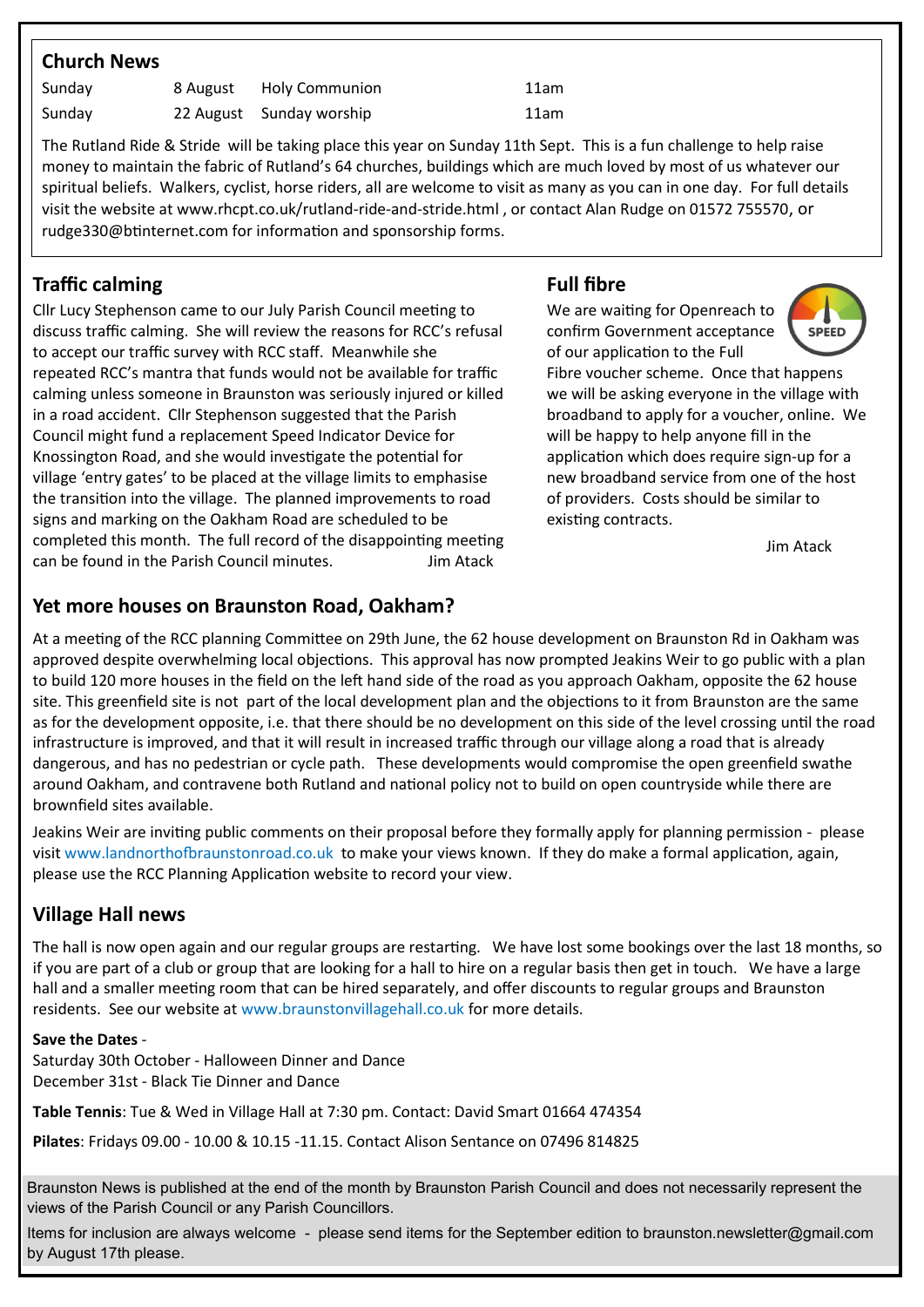## Church News

| | | | |
|---|---|---|---|
| Sunday | 8 August | Holy Communion | 11am |
| Sunday | 22 August | Sunday worship | 11am |

The Rutland Ride & Stride will be taking place this year on Sunday 11th Sept. This is a fun challenge to help raise money to maintain the fabric of Rutland's 64 churches, buildings which are much loved by most of us whatever our spiritual beliefs. Walkers, cyclist, horse riders, all are welcome to visit as many as you can in one day. For full details visit the website at www.rhcpt.co.uk/rutland-ride-and-stride.html , or contact Alan Rudge on 01572 755570, or rudge330@btinternet.com for information and sponsorship forms.

## Traffic calming

Cllr Lucy Stephenson came to our July Parish Council meeting to discuss traffic calming. She will review the reasons for RCC's refusal to accept our traffic survey with RCC staff. Meanwhile she repeated RCC's mantra that funds would not be available for traffic calming unless someone in Braunston was seriously injured or killed in a road accident. Cllr Stephenson suggested that the Parish Council might fund a replacement Speed Indicator Device for Knossington Road, and she would investigate the potential for village 'entry gates' to be placed at the village limits to emphasise the transition into the village. The planned improvements to road signs and marking on the Oakham Road are scheduled to be completed this month. The full record of the disappointing meeting can be found in the Parish Council minutes.

Jim Atack

## Full fibre

We are waiting for Openreach to confirm Government acceptance of our application to the Full Fibre voucher scheme. Once that happens we will be asking everyone in the village with broadband to apply for a voucher, online. We will be happy to help anyone fill in the application which does require sign-up for a new broadband service from one of the host of providers. Costs should be similar to existing contracts.

Jim Atack

## Yet more houses on Braunston Road, Oakham?

At a meeting of the RCC planning Committee on 29th June, the 62 house development on Braunston Rd in Oakham was approved despite overwhelming local objections. This approval has now prompted Jeakins Weir to go public with a plan to build 120 more houses in the field on the left hand side of the road as you approach Oakham, opposite the 62 house site. This greenfield site is not part of the local development plan and the objections to it from Braunston are the same as for the development opposite, i.e. that there should be no development on this side of the level crossing until the road infrastructure is improved, and that it will result in increased traffic through our village along a road that is already dangerous, and has no pedestrian or cycle path. These developments would compromise the open greenfield swathe around Oakham, and contravene both Rutland and national policy not to build on open countryside while there are brownfield sites available.

Jeakins Weir are inviting public comments on their proposal before they formally apply for planning permission - please visit www.landnorthofbraunstonroad.co.uk to make your views known. If they do make a formal application, again, please use the RCC Planning Application website to record your view.

## Village Hall news

The hall is now open again and our regular groups are restarting. We have lost some bookings over the last 18 months, so if you are part of a club or group that are looking for a hall to hire on a regular basis then get in touch. We have a large hall and a smaller meeting room that can be hired separately, and offer discounts to regular groups and Braunston residents. See our website at www.braunstonvillagehall.co.uk for more details.

**Save the Dates** -
Saturday 30th October - Halloween Dinner and Dance
December 31st - Black Tie Dinner and Dance

**Table Tennis**: Tue & Wed in Village Hall at 7:30 pm. Contact: David Smart 01664 474354

**Pilates**: Fridays 09.00 - 10.00 & 10.15 -11.15. Contact Alison Sentance on 07496 814825

Braunston News is published at the end of the month by Braunston Parish Council and does not necessarily represent the views of the Parish Council or any Parish Councillors.

Items for inclusion are always welcome - please send items for the September edition to braunston.newsletter@gmail.com by August 17th please.